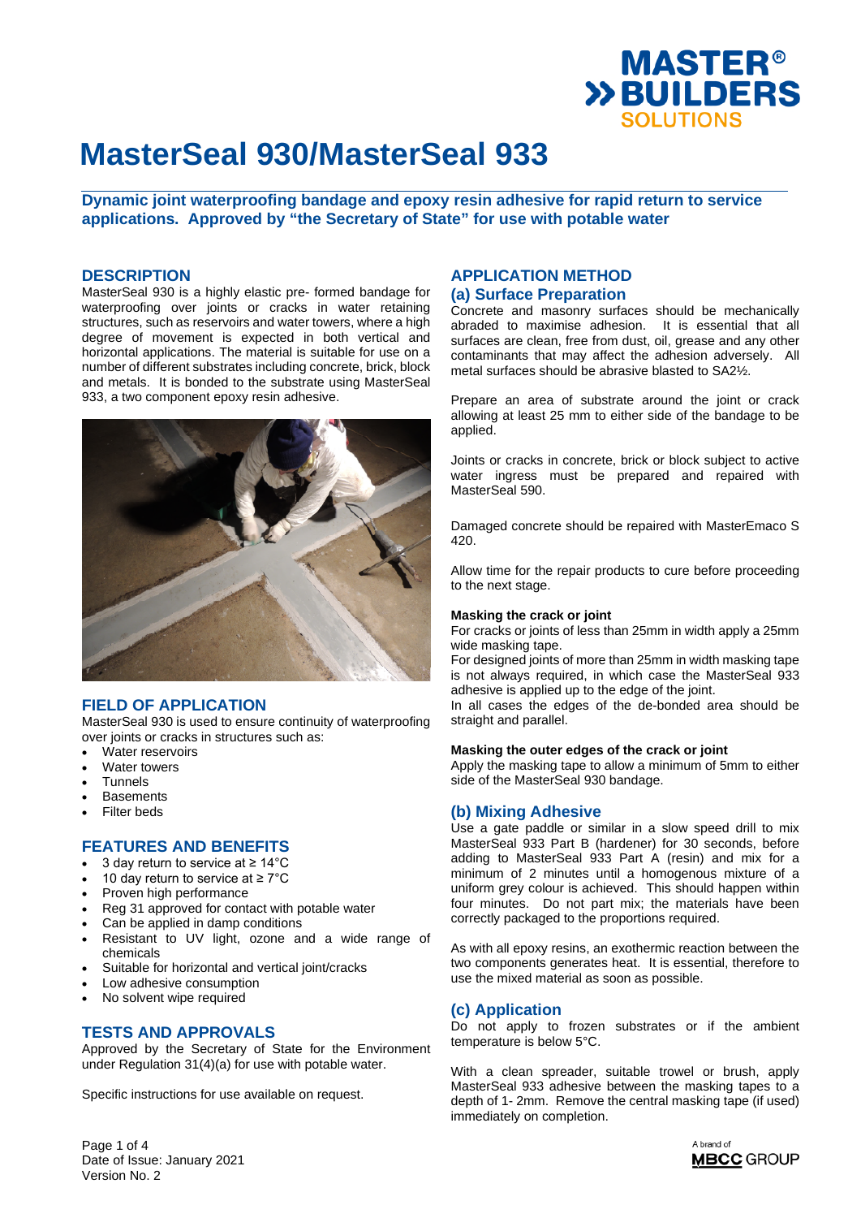# MasterSeal 930/MasterSeal 933

**Dynamic joint waterproofing bandage and epoxy resin adhesive for rapid return to service applications. Approved by "the Secretary of State" for use with potable water**

## DESCRIPTION

MasterSeal 930 is a highly elastic pre- formed bandage for waterproofing over joints or cracks in water retaining structures, such as reservoirs and water towers, where a high degree of movement is expected in both vertical and horizontal applications. The material is suitable for use on a number of different substrates including concrete, brick, block and metals. It is bonded to the substrate using MasterSeal 933, a two component epoxy resin adhesive.

## FIELD OF APPLICATION

MasterSeal 930 is used to ensure continuity of waterproofing over joints or cracks in structures such as:

- Water reservoirs
- Water towers
- Tunnels
- Basements
- Filter beds

## FEATURES AND BENEFITS

- 3 day return to service at ≥ 14°C
- 10 day return to service at ≥ 7°C
- Proven high performance
- Reg 31 approved for contact with potable water
- Can be applied in damp conditions
- Resistant to UV light, ozone and a wide range of chemicals
- Suitable for horizontal and vertical joint/cracks
- Low adhesive consumption
- No solvent wipe required

## TESTS AND APPROVALS

Approved by the Secretary of State for the Environment under Regulation 31(4)(a) for use with potable water.

Specific instructions for use available on request.

## APPLICATION METHOD

### (a) Surface Preparation

Concrete and masonry surfaces should be mechanically abraded to maximise adhesion. It is essential that all surfaces are clean, free from dust, oil, grease and any other contaminants that may affect the adhesion adversely. All metal surfaces should be abrasive blasted to SA2½.

Prepare an area of substrate around the joint or crack allowing at least 25 mm to either side of the bandage to be applied.

Joints or cracks in concrete, brick or block subject to active water ingress must be prepared and repaired with MasterSeal 590.

Damaged concrete should be repaired with MasterEmaco S 420.

Allow time for the repair products to cure before proceeding to the next stage.

**Masking the crack or joint**

For cracks or joints of less than 25mm in width apply a 25mm wide masking tape.

For designed joints of more than 25mm in width masking tape is not always required, in which case the MasterSeal 933 adhesive is applied up to the edge of the joint.

In all cases the edges of the de-bonded area should be straight and parallel.

**Masking the outer edges of the crack or joint**

Apply the masking tape to allow a minimum of 5mm to either side of the MasterSeal 930 bandage.

### (b) Mixing Adhesive

Use a gate paddle or similar in a slow speed drill to mix MasterSeal 933 Part B (hardener) for 30 seconds, before adding to MasterSeal 933 Part A (resin) and mix for a minimum of 2 minutes until a homogenous mixture of a uniform grey colour is achieved. This should happen within four minutes. Do not part mix; the materials have been correctly packaged to the proportions required.

As with all epoxy resins, an exothermic reaction between the two components generates heat. It is essential, therefore to use the mixed material as soon as possible.

### (c) Application

Do not apply to frozen substrates or if the ambient temperature is below 5°C.

With a clean spreader, suitable trowel or brush, apply MasterSeal 933 adhesive between the masking tapes to a depth of 1- 2mm. Remove the central masking tape (if used) immediately on completion.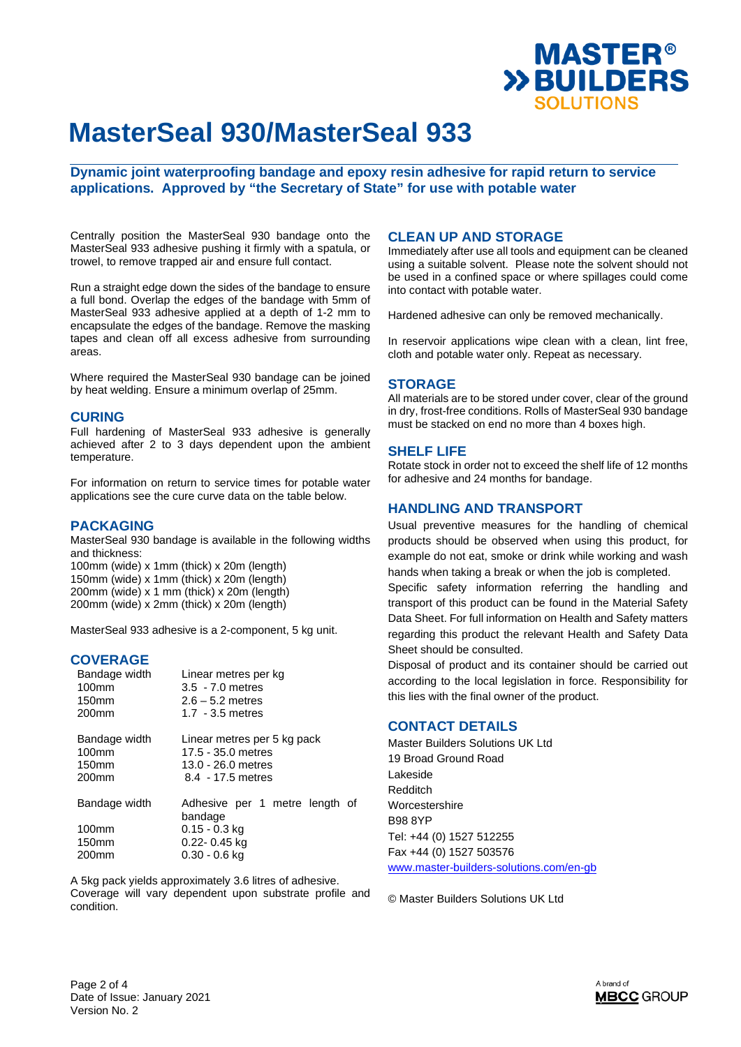# MasterSeal 930/MasterSeal 933

**Dynamic joint waterproofing bandage and epoxy resin adhesive for rapid return to service applications. Approved by "the Secretary of State" for use with potable water**

Centrally position the MasterSeal 930 bandage onto the MasterSeal 933 adhesive pushing it firmly with a spatula, or trowel, to remove trapped air and ensure full contact.

Run a straight edge down the sides of the bandage to ensure a full bond. Overlap the edges of the bandage with 5mm of MasterSeal 933 adhesive applied at a depth of 1-2 mm to encapsulate the edges of the bandage. Remove the masking tapes and clean off all excess adhesive from surrounding areas.

Where required the MasterSeal 930 bandage can be joined by heat welding. Ensure a minimum overlap of 25mm.

## CURING

Full hardening of MasterSeal 933 adhesive is generally achieved after 2 to 3 days dependent upon the ambient temperature.

For information on return to service times for potable water applications see the cure curve data on the table below.

## PACKAGING

MasterSeal 930 bandage is available in the following widths and thickness:
100mm (wide) x 1mm (thick) x 20m (length)
150mm (wide) x 1mm (thick) x 20m (length)
200mm (wide) x 1 mm (thick) x 20m (length)
200mm (wide) x 2mm (thick) x 20m (length)

MasterSeal 933 adhesive is a 2-component, 5 kg unit.

## COVERAGE

| Bandage width | Linear metres per kg |
|---|---|
| 100mm | 3.5 - 7.0 metres |
| 150mm | 2.6 – 5.2 metres |
| 200mm | 1.7 - 3.5 metres |

| Bandage width | Linear metres per 5 kg pack |
|---|---|
| 100mm | 17.5 - 35.0 metres |
| 150mm | 13.0 - 26.0 metres |
| 200mm | 8.4 - 17.5 metres |

| Bandage width | Adhesive per 1 metre length of bandage |
|---|---|
| 100mm | 0.15 - 0.3 kg |
| 150mm | 0.22- 0.45 kg |
| 200mm | 0.30 - 0.6 kg |

A 5kg pack yields approximately 3.6 litres of adhesive.
Coverage will vary dependent upon substrate profile and condition.

## CLEAN UP AND STORAGE

Immediately after use all tools and equipment can be cleaned using a suitable solvent. Please note the solvent should not be used in a confined space or where spillages could come into contact with potable water.

Hardened adhesive can only be removed mechanically.

In reservoir applications wipe clean with a clean, lint free, cloth and potable water only. Repeat as necessary.

## STORAGE

All materials are to be stored under cover, clear of the ground in dry, frost-free conditions. Rolls of MasterSeal 930 bandage must be stacked on end no more than 4 boxes high.

## SHELF LIFE

Rotate stock in order not to exceed the shelf life of 12 months for adhesive and 24 months for bandage.

## HANDLING AND TRANSPORT

Usual preventive measures for the handling of chemical products should be observed when using this product, for example do not eat, smoke or drink while working and wash hands when taking a break or when the job is completed.
Specific safety information referring the handling and transport of this product can be found in the Material Safety Data Sheet. For full information on Health and Safety matters regarding this product the relevant Health and Safety Data Sheet should be consulted.
Disposal of product and its container should be carried out according to the local legislation in force. Responsibility for this lies with the final owner of the product.

## CONTACT DETAILS

Master Builders Solutions UK Ltd
19 Broad Ground Road
Lakeside
Redditch
Worcestershire
B98 8YP
Tel: +44 (0) 1527 512255
Fax +44 (0) 1527 503576
www.master-builders-solutions.com/en-gb

© Master Builders Solutions UK Ltd

Date of Issue: January 2021
Version No. 2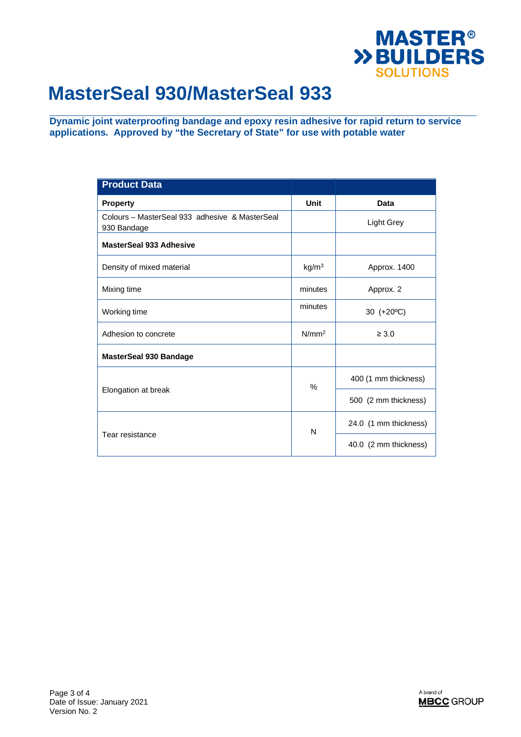# MasterSeal 930/MasterSeal 933

**Dynamic joint waterproofing bandage and epoxy resin adhesive for rapid return to service applications. Approved by "the Secretary of State" for use with potable water**

| Product Data | | |
|---|---|---|
| **Property** | **Unit** | **Data** |
| Colours – MasterSeal 933 adhesive & MasterSeal 930 Bandage | | Light Grey |
| **MasterSeal 933 Adhesive** | | |
| Density of mixed material | $kg/m^3$ | Approx. 1400 |
| Mixing time | minutes | Approx. 2 |
| Working time | minutes | 30 (+20ºC) |
| Adhesion to concrete | $N/mm^2$ | ≥ 3.0 |
| **MasterSeal 930 Bandage** | | |
| Elongation at break | % | 400 (1 mm thickness) |
| | | 500 (2 mm thickness) |
| Tear resistance | N | 24.0 (1 mm thickness) |
| | | 40.0 (2 mm thickness) |

Date of Issue: January 2021
Version No. 2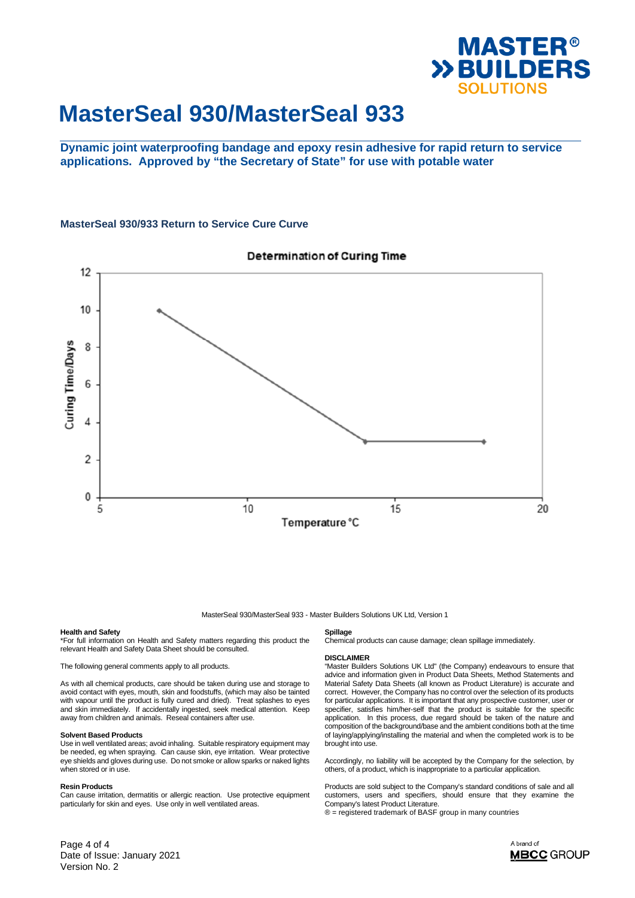# MasterSeal 930/MasterSeal 933

**Dynamic joint waterproofing bandage and epoxy resin adhesive for rapid return to service applications. Approved by "the Secretary of State" for use with potable water**

### MasterSeal 930/933 Return to Service Cure Curve

Determination of Curing Time

Curing Time/Days

0
2
4
6
8
10
12

5
10
15
20

Temperature °C

MasterSeal 930/MasterSeal 933 - Master Builders Solutions UK Ltd, Version 1

**Health and Safety**
*For full information on Health and Safety matters regarding this product the relevant Health and Safety Data Sheet should be consulted.

The following general comments apply to all products.

As with all chemical products, care should be taken during use and storage to avoid contact with eyes, mouth, skin and foodstuffs, (which may also be tainted with vapour until the product is fully cured and dried). Treat splashes to eyes and skin immediately. If accidentally ingested, seek medical attention. Keep away from children and animals. Reseal containers after use.

**Solvent Based Products**
Use in well ventilated areas; avoid inhaling. Suitable respiratory equipment may be needed, eg when spraying. Can cause skin, eye irritation. Wear protective eye shields and gloves during use. Do not smoke or allow sparks or naked lights when stored or in use.

**Resin Products**
Can cause irritation, dermatitis or allergic reaction. Use protective equipment particularly for skin and eyes. Use only in well ventilated areas.

**Spillage**
Chemical products can cause damage; clean spillage immediately.

**DISCLAIMER**
"Master Builders Solutions UK Ltd" (the Company) endeavours to ensure that advice and information given in Product Data Sheets, Method Statements and Material Safety Data Sheets (all known as Product Literature) is accurate and correct. However, the Company has no control over the selection of its products for particular applications. It is important that any prospective customer, user or specifier, satisfies him/her-self that the product is suitable for the specific application. In this process, due regard should be taken of the nature and composition of the background/base and the ambient conditions both at the time of laying/applying/installing the material and when the completed work is to be brought into use.

Accordingly, no liability will be accepted by the Company for the selection, by others, of a product, which is inappropriate to a particular application.

Products are sold subject to the Company's standard conditions of sale and all customers, users and specifiers, should ensure that they examine the Company's latest Product Literature.
® = registered trademark of BASF group in many countries

Date of Issue: January 2021
Version No. 2